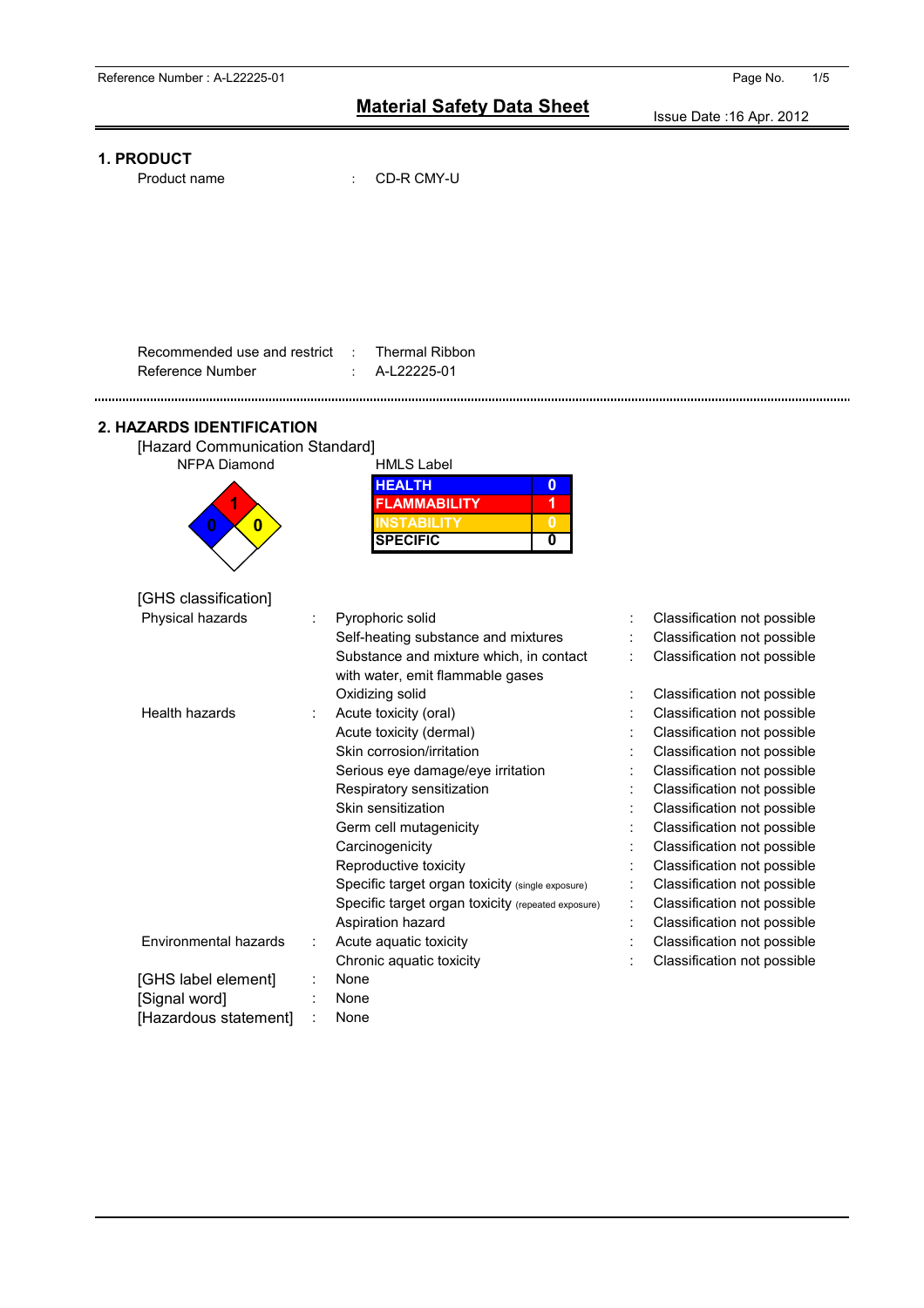# Material Safety Data Sheet

Reference Number : A-L22225-01

Issue Date :16 Apr. 2012

## 1. PRODUCT

Product name : CD-R CMY-U

Recommended use and restrict : Thermal Ribbon
Reference Number : A-L22225-01

## 2. HAZARDS IDENTIFICATION

[Hazard Communication Standard]

NFPA Diamond

- Flammability: 1
- Health: 0
- Instability: 0
- Specific: (blank)

HMLS Label

| | |
|---|---|
| HEALTH | 0 |
| FLAMMABILITY | 1 |
| INSTABILITY | 0 |
| SPECIFIC | 0 |

[GHS classification]

| Category | Hazard | Classification |
|---|---|---|
| Physical hazards | Pyrophoric solid | Classification not possible |
| | Self-heating substance and mixtures | Classification not possible |
| | Substance and mixture which, in contact with water, emit flammable gases | Classification not possible |
| | Oxidizing solid | Classification not possible |
| Health hazards | Acute toxicity (oral) | Classification not possible |
| | Acute toxicity (dermal) | Classification not possible |
| | Skin corrosion/irritation | Classification not possible |
| | Serious eye damage/eye irritation | Classification not possible |
| | Respiratory sensitization | Classification not possible |
| | Skin sensitization | Classification not possible |
| | Germ cell mutagenicity | Classification not possible |
| | Carcinogenicity | Classification not possible |
| | Reproductive toxicity | Classification not possible |
| | Specific target organ toxicity (single exposure) | Classification not possible |
| | Specific target organ toxicity (repeated exposure) | Classification not possible |
| | Aspiration hazard | Classification not possible |
| Environmental hazards | Acute aquatic toxicity | Classification not possible |
| | Chronic aquatic toxicity | Classification not possible |

[GHS label element] : None
[Signal word] : None
[Hazardous statement] : None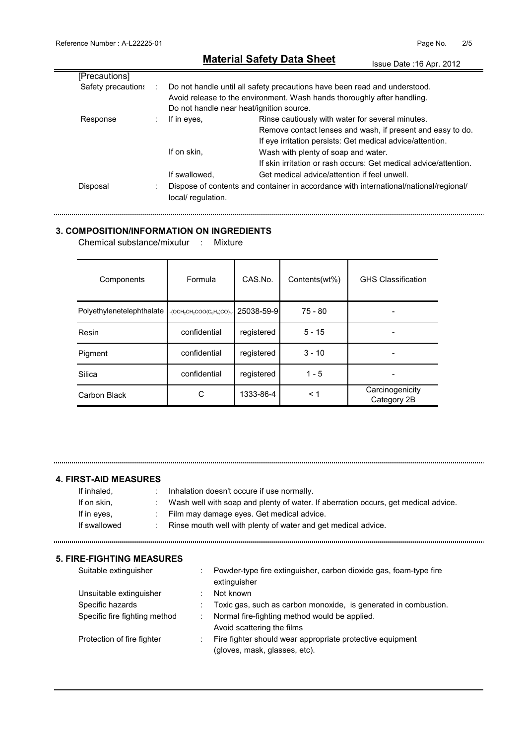**Material Safety Data Sheet**

Issue Date :16 Apr. 2012

[Precautions]

| | | | |
|---|---|---|---|
| Safety precautions | : | Do not handle until all safety precautions have been read and understood. Avoid release to the environment. Wash hands thoroughly after handling. Do not handle near heat/ignition source. | |
| Response | : | If in eyes, | Rinse cautiously with water for several minutes. Remove contact lenses and wash, if present and easy to do. If eye irritation persists: Get medical advice/attention. |
| | | If on skin, | Wash with plenty of soap and water. If skin irritation or rash occurs: Get medical advice/attention. |
| | | If swallowed, | Get medical advice/attention if feel unwell. |
| Disposal | : | Dispose of contents and container in accordance with international/national/regional/ local/ regulation. | |

## 3. COMPOSITION/INFORMATION ON INGREDIENTS

Chemical substance/mixutur : Mixture

| Components | Formula | CAS.No. | Contents(wt%) | GHS Classification |
|---|---|---|---|---|
| Polyethylenetelephthalate | $-(OCH_2CH_2COO(C_6H_4)CO)_n-$ | 25038-59-9 | 75 - 80 | - |
| Resin | confidential | registered | 5 - 15 | - |
| Pigment | confidential | registered | 3 - 10 | - |
| Silica | confidential | registered | 1 - 5 | - |
| Carbon Black | C | 1333-86-4 | < 1 | Carcinogenicity Category 2B |

## 4. FIRST-AID MEASURES

| | | |
|---|---|---|
| If inhaled, | : | Inhalation doesn't occure if use normally. |
| If on skin, | : | Wash well with soap and plenty of water. If aberration occurs, get medical advice. |
| If in eyes, | : | Film may damage eyes. Get medical advice. |
| If swallowed | : | Rinse mouth well with plenty of water and get medical advice. |

## 5. FIRE-FIGHTING MEASURES

| | | |
|---|---|---|
| Suitable extinguisher | : | Powder-type fire extinguisher, carbon dioxide gas, foam-type fire extinguisher |
| Unsuitable extinguisher | : | Not known |
| Specific hazards | : | Toxic gas, such as carbon monoxide, is generated in combustion. |
| Specific fire fighting method | : | Normal fire-fighting method would be applied. Avoid scattering the films |
| Protection of fire fighter | : | Fire fighter should wear appropriate protective equipment (gloves, mask, glasses, etc). |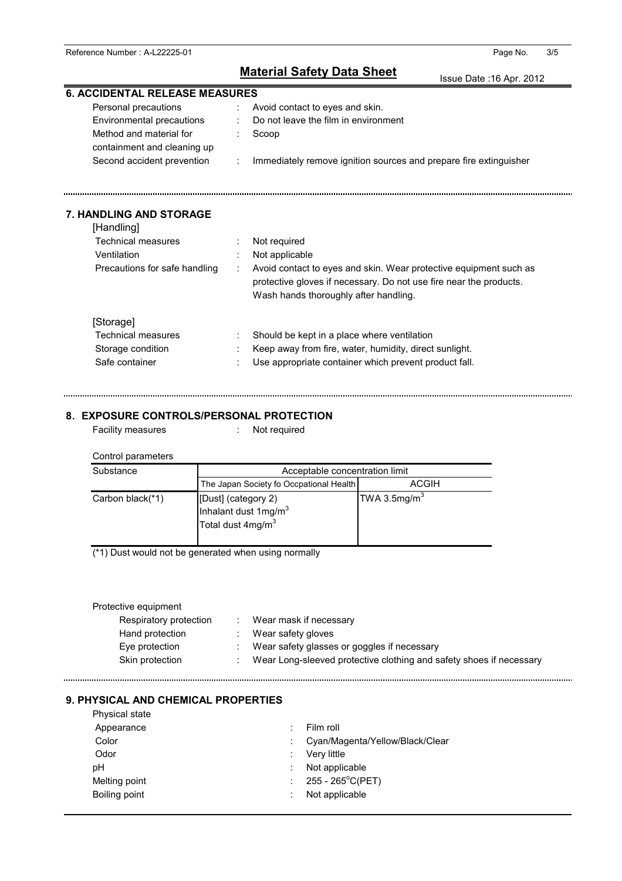## 6. ACCIDENTAL RELEASE MEASURES

| | | |
|---|---|---|
| Personal precautions | : | Avoid contact to eyes and skin. |
| Environmental precautions | : | Do not leave the film in environment |
| Method and material for containment and cleaning up | : | Scoop |
| Second accident prevention | : | Immediately remove ignition sources and prepare fire extinguisher |

## 7. HANDLING AND STORAGE

[Handling]

| | | |
|---|---|---|
| Technical measures | : | Not required |
| Ventilation | : | Not applicable |
| Precautions for safe handling | : | Avoid contact to eyes and skin. Wear protective equipment such as protective gloves if necessary. Do not use fire near the products. Wash hands thoroughly after handling. |

[Storage]

| | | |
|---|---|---|
| Technical measures | : | Should be kept in a place where ventilation |
| Storage condition | : | Keep away from fire, water, humidity, direct sunlight. |
| Safe container | : | Use appropriate container which prevent product fall. |

## 8. EXPOSURE CONTROLS/PERSONAL PROTECTION

Facility measures : Not required

Control parameters

| Substance | Acceptable concentration limit | |
|---|---|---|
| | The Japan Society fo Occpational Health | ACGIH |
| Carbon black(*1) | [Dust] (category 2)<br>Inhalant dust 1mg/m$^3$<br>Total dust 4mg/m$^3$ | TWA 3.5mg/m$^3$ |

(*1) Dust would not be generated when using normally

Protective equipment

| | | |
|---|---|---|
| Respiratory protection | : | Wear mask if necessary |
| Hand protection | : | Wear safety gloves |
| Eye protection | : | Wear safety glasses or goggles if necessary |
| Skin protection | : | Wear Long-sleeved protective clothing and safety shoes if necessary |

## 9. PHYSICAL AND CHEMICAL PROPERTIES

| | | |
|---|---|---|
| Physical state | | |
| Appearance | : | Film roll |
| Color | : | Cyan/Magenta/Yellow/Black/Clear |
| Odor | : | Very little |
| pH | : | Not applicable |
| Melting point | : | 255 - 265°C(PET) |
| Boiling point | : | Not applicable |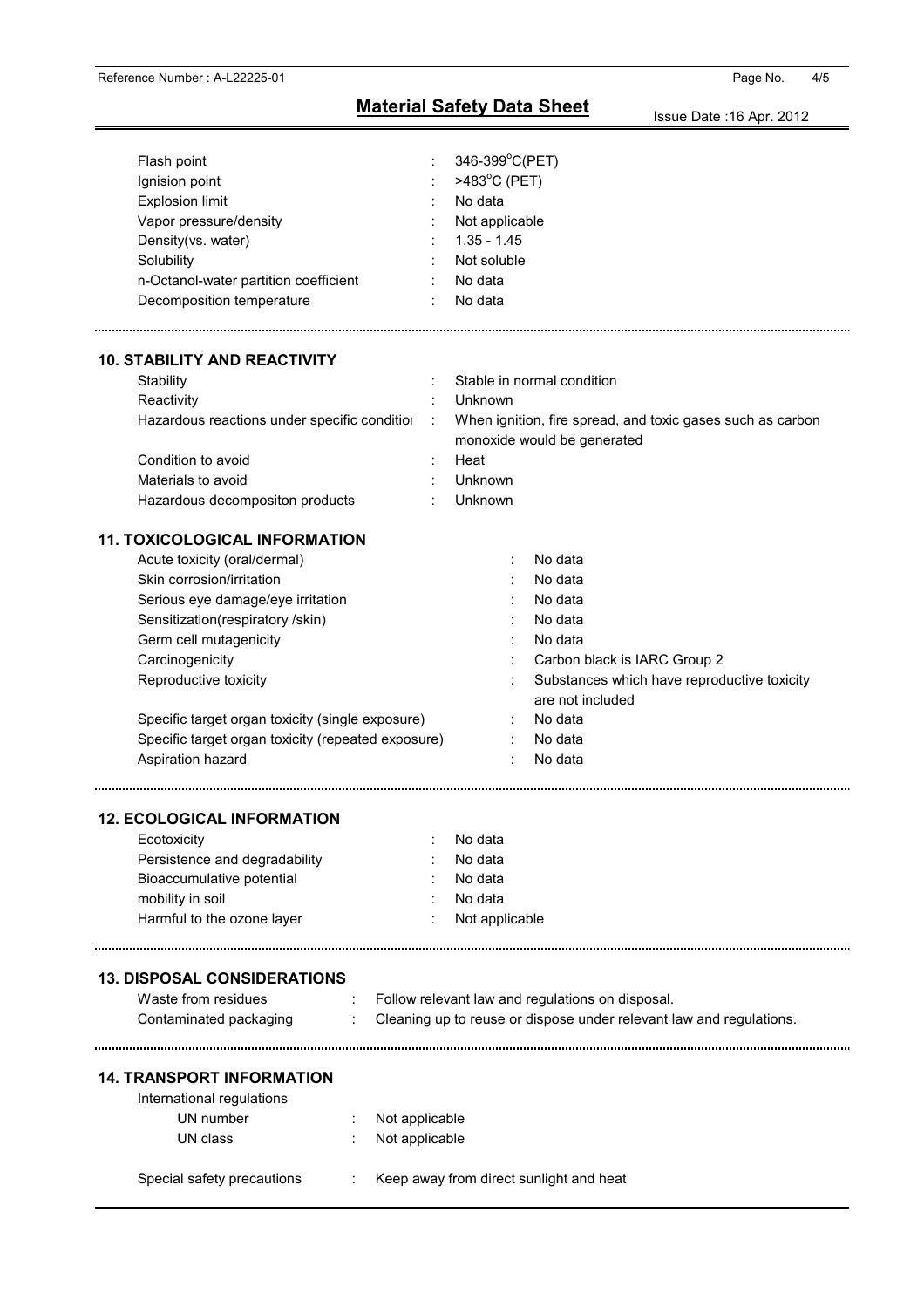| | | |
|---|---|---|
| Flash point | : | 346-399°C(PET) |
| Ignision point | : | >483°C (PET) |
| Explosion limit | : | No data |
| Vapor pressure/density | : | Not applicable |
| Density(vs. water) | : | 1.35 - 1.45 |
| Solubility | : | Not soluble |
| n-Octanol-water partition coefficient | : | No data |
| Decomposition temperature | : | No data |

## 10. STABILITY AND REACTIVITY

| | | |
|---|---|---|
| Stability | : | Stable in normal condition |
| Reactivity | : | Unknown |
| Hazardous reactions under specific condition | : | When ignition, fire spread, and toxic gases such as carbon monoxide would be generated |
| Condition to avoid | : | Heat |
| Materials to avoid | : | Unknown |
| Hazardous decompositon products | : | Unknown |

## 11. TOXICOLOGICAL INFORMATION

| | | |
|---|---|---|
| Acute toxicity (oral/dermal) | : | No data |
| Skin corrosion/irritation | : | No data |
| Serious eye damage/eye irritation | : | No data |
| Sensitization(respiratory /skin) | : | No data |
| Germ cell mutagenicity | : | No data |
| Carcinogenicity | : | Carbon black is IARC Group 2 |
| Reproductive toxicity | : | Substances which have reproductive toxicity are not included |
| Specific target organ toxicity (single exposure) | : | No data |
| Specific target organ toxicity (repeated exposure) | : | No data |
| Aspiration hazard | : | No data |

## 12. ECOLOGICAL INFORMATION

| | | |
|---|---|---|
| Ecotoxicity | : | No data |
| Persistence and degradability | : | No data |
| Bioaccumulative potential | : | No data |
| mobility in soil | : | No data |
| Harmful to the ozone layer | : | Not applicable |

## 13. DISPOSAL CONSIDERATIONS

| | | |
|---|---|---|
| Waste from residues | : | Follow relevant law and regulations on disposal. |
| Contaminated packaging | : | Cleaning up to reuse or dispose under relevant law and regulations. |

## 14. TRANSPORT INFORMATION

International regulations

| | | |
|---|---|---|
| UN number | : | Not applicable |
| UN class | : | Not applicable |
| Special safety precautions | : | Keep away from direct sunlight and heat |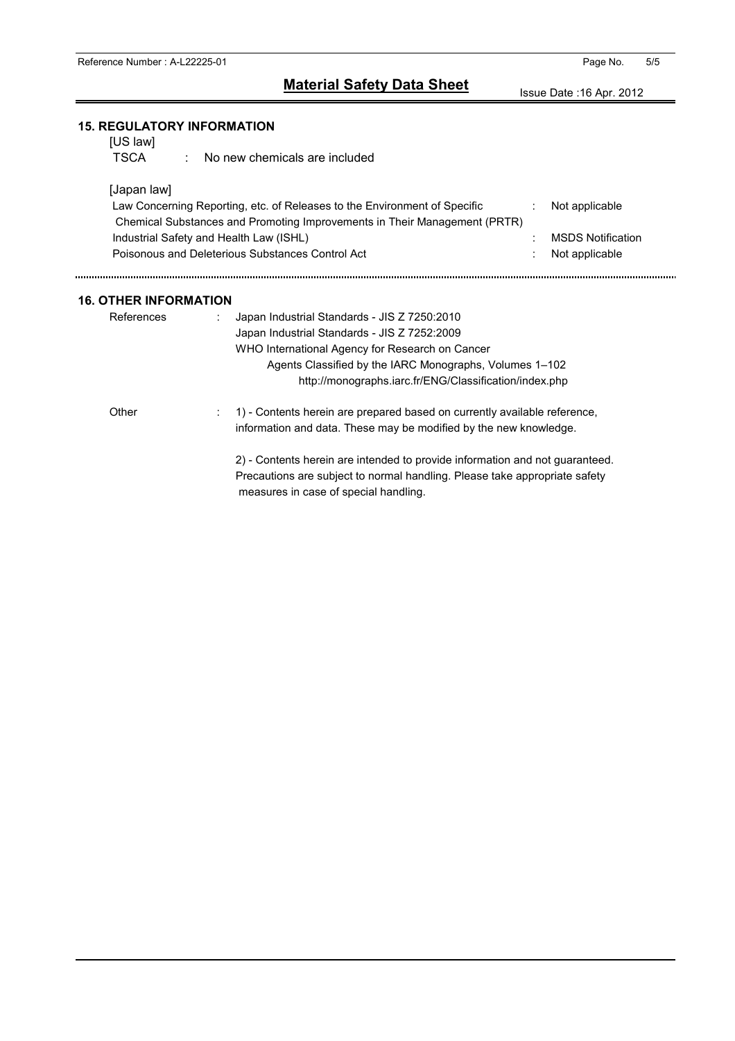## 15. REGULATORY INFORMATION

[US law]

TSCA : No new chemicals are included

[Japan law]

| | | |
|---|---|---|
| Law Concerning Reporting, etc. of Releases to the Environment of Specific Chemical Substances and Promoting Improvements in Their Management (PRTR) | : | Not applicable |
| Industrial Safety and Health Law (ISHL) | : | MSDS Notification |
| Poisonous and Deleterious Substances Control Act | : | Not applicable |

## 16. OTHER INFORMATION

References : Japan Industrial Standards - JIS Z 7250:2010
Japan Industrial Standards - JIS Z 7252:2009
WHO International Agency for Research on Cancer
Agents Classified by the IARC Monographs, Volumes 1–102
http://monographs.iarc.fr/ENG/Classification/index.php

Other : 1) - Contents herein are prepared based on currently available reference, information and data. These may be modified by the new knowledge.

2) - Contents herein are intended to provide information and not guaranteed. Precautions are subject to normal handling. Please take appropriate safety measures in case of special handling.